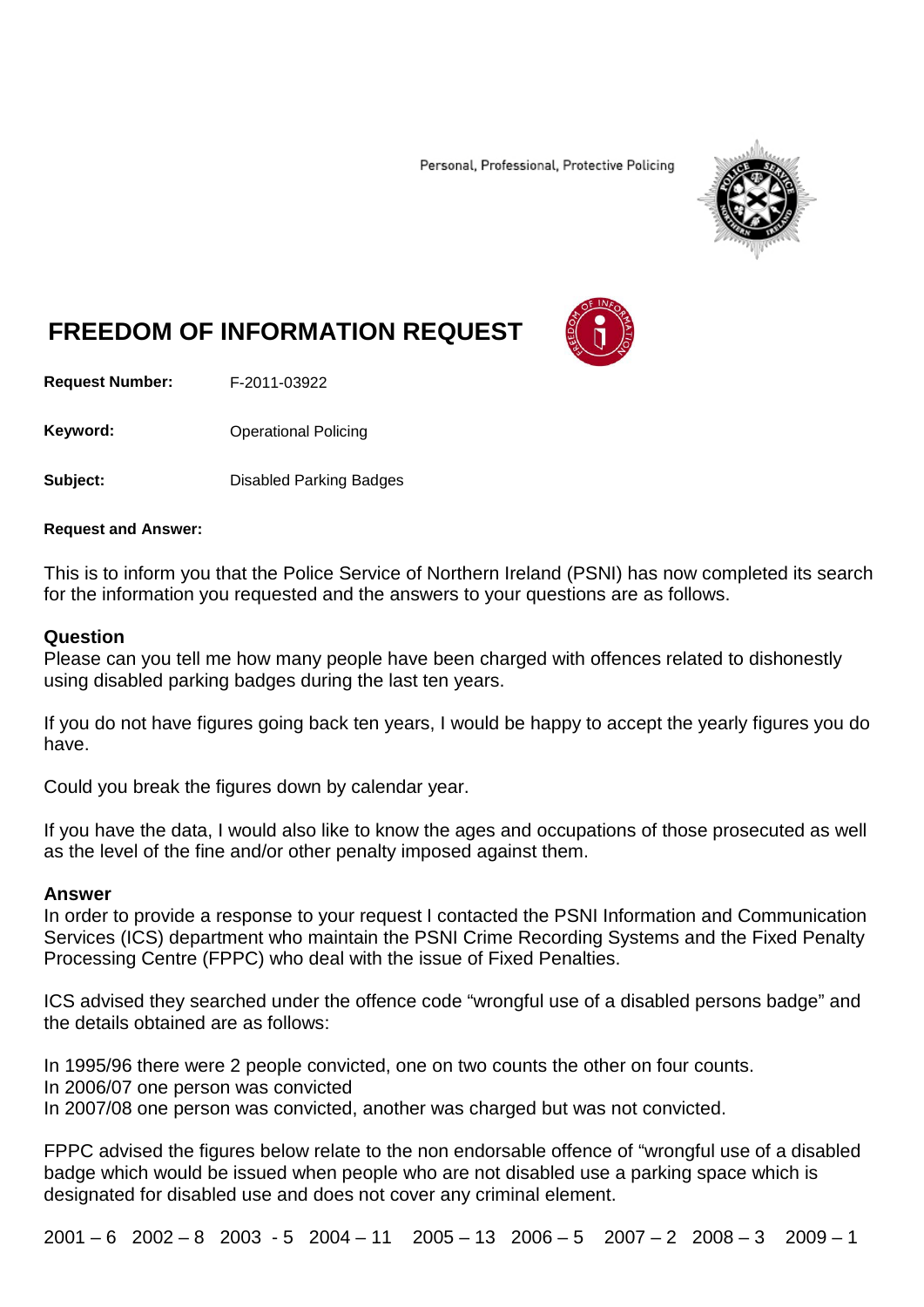Personal, Professional, Protective Policing

# FREEDOM OF INFORMATION REQUEST

**Request Number:** F-2011-03922

**Keyword:** Operational Policing

**Subject:** Disabled Parking Badges

**Request and Answer:**

This is to inform you that the Police Service of Northern Ireland (PSNI) has now completed its search for the information you requested and the answers to your questions are as follows.

**Question**
Please can you tell me how many people have been charged with offences related to dishonestly using disabled parking badges during the last ten years.

If you do not have figures going back ten years, I would be happy to accept the yearly figures you do have.

Could you break the figures down by calendar year.

If you have the data, I would also like to know the ages and occupations of those prosecuted as well as the level of the fine and/or other penalty imposed against them.

**Answer**
In order to provide a response to your request I contacted the PSNI Information and Communication Services (ICS) department who maintain the PSNI Crime Recording Systems and the Fixed Penalty Processing Centre (FPPC) who deal with the issue of Fixed Penalties.

ICS advised they searched under the offence code "wrongful use of a disabled persons badge" and the details obtained are as follows:

In 1995/96 there were 2 people convicted, one on two counts the other on four counts.
In 2006/07 one person was convicted
In 2007/08 one person was convicted, another was charged but was not convicted.

FPPC advised the figures below relate to the non endorsable offence of "wrongful use of a disabled badge which would be issued when people who are not disabled use a parking space which is designated for disabled use and does not cover any criminal element.

2001 – 6 2002 – 8 2003 - 5 2004 – 11 2005 – 13 2006 – 5 2007 – 2 2008 – 3 2009 – 1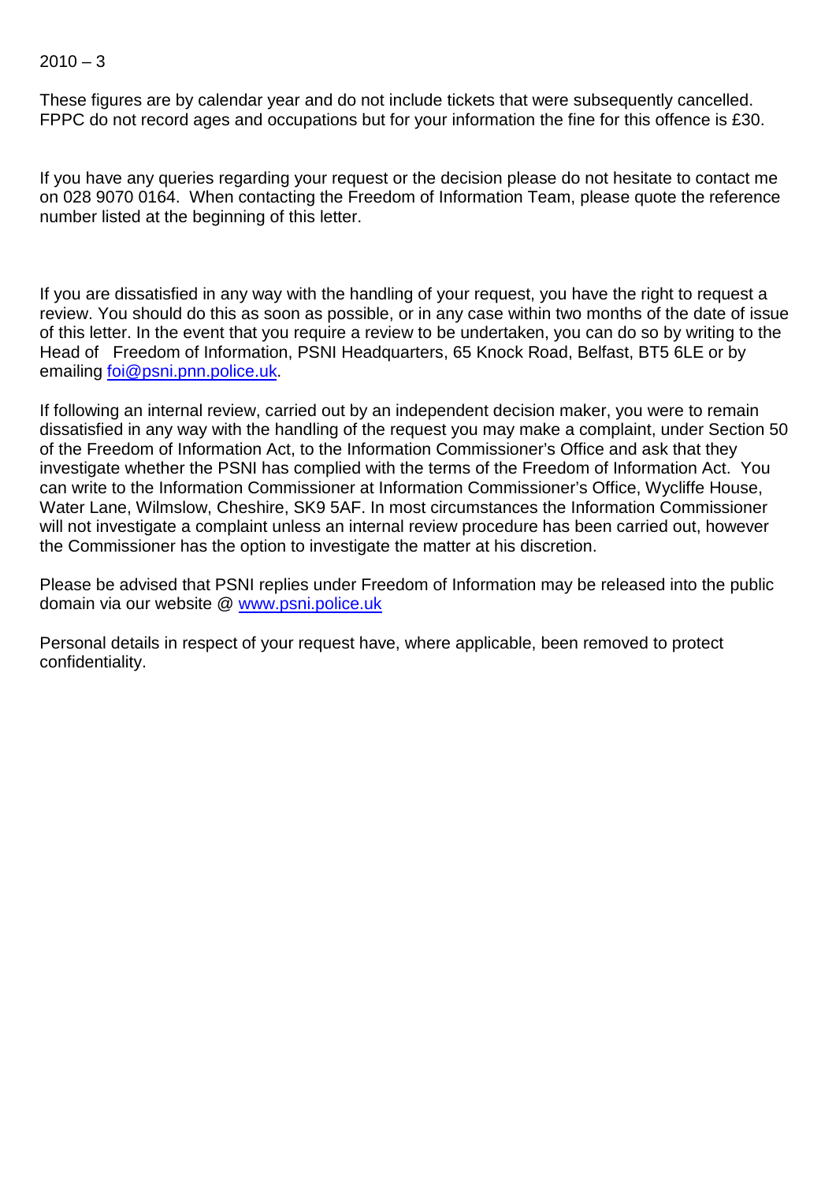2010 – 3

These figures are by calendar year and do not include tickets that were subsequently cancelled. FPPC do not record ages and occupations but for your information the fine for this offence is £30.

If you have any queries regarding your request or the decision please do not hesitate to contact me on 028 9070 0164. When contacting the Freedom of Information Team, please quote the reference number listed at the beginning of this letter.

If you are dissatisfied in any way with the handling of your request, you have the right to request a review. You should do this as soon as possible, or in any case within two months of the date of issue of this letter. In the event that you require a review to be undertaken, you can do so by writing to the Head of Freedom of Information, PSNI Headquarters, 65 Knock Road, Belfast, BT5 6LE or by emailing foi@psni.pnn.police.uk.

If following an internal review, carried out by an independent decision maker, you were to remain dissatisfied in any way with the handling of the request you may make a complaint, under Section 50 of the Freedom of Information Act, to the Information Commissioner's Office and ask that they investigate whether the PSNI has complied with the terms of the Freedom of Information Act. You can write to the Information Commissioner at Information Commissioner's Office, Wycliffe House, Water Lane, Wilmslow, Cheshire, SK9 5AF. In most circumstances the Information Commissioner will not investigate a complaint unless an internal review procedure has been carried out, however the Commissioner has the option to investigate the matter at his discretion.

Please be advised that PSNI replies under Freedom of Information may be released into the public domain via our website @ www.psni.police.uk

Personal details in respect of your request have, where applicable, been removed to protect confidentiality.